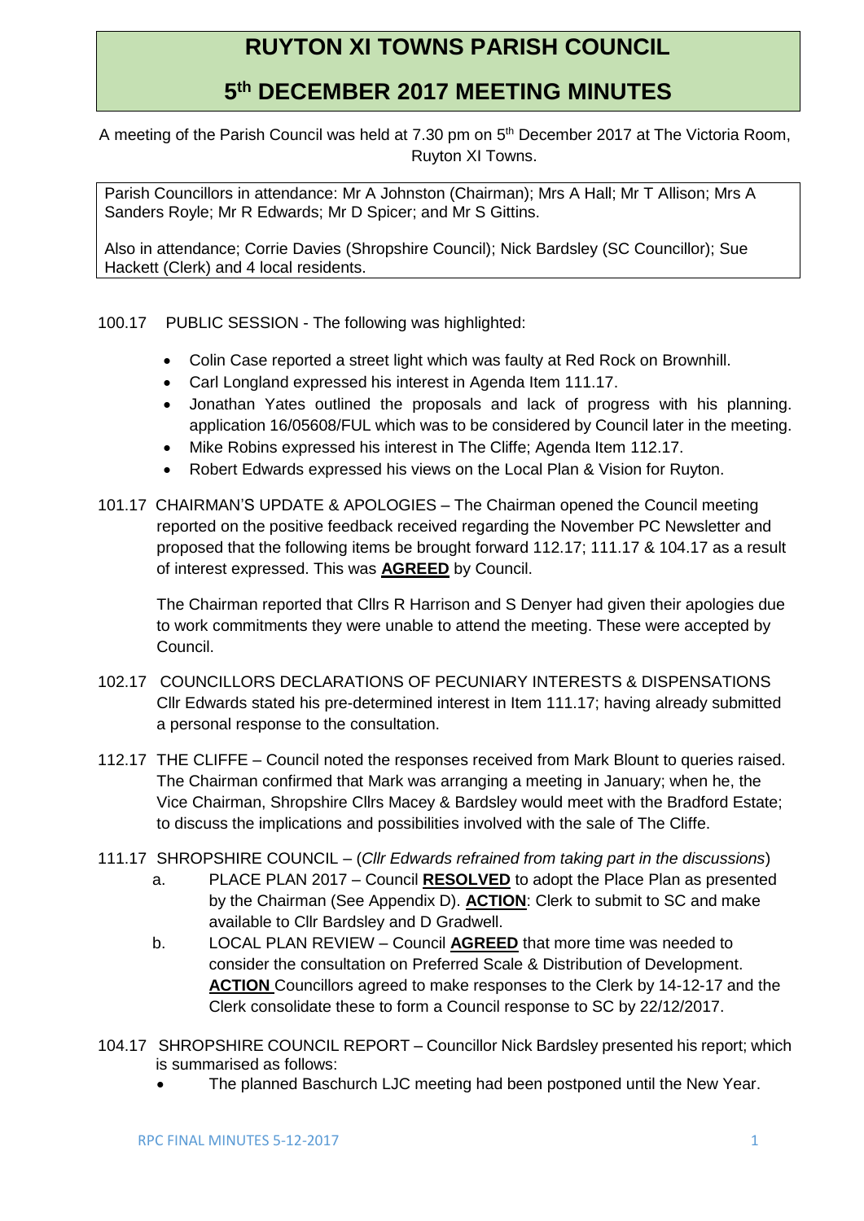# RUYTON XI TOWNS PARISH COUNCIL

## 5th DECEMBER 2017 MEETING MINUTES

A meeting of the Parish Council was held at 7.30 pm on 5th December 2017 at The Victoria Room, Ruyton XI Towns.

Parish Councillors in attendance: Mr A Johnston (Chairman); Mrs A Hall; Mr T Allison; Mrs A Sanders Royle; Mr R Edwards; Mr D Spicer; and Mr S Gittins.

Also in attendance; Corrie Davies (Shropshire Council); Nick Bardsley (SC Councillor); Sue Hackett (Clerk) and 4 local residents.

100.17 PUBLIC SESSION - The following was highlighted:

- Colin Case reported a street light which was faulty at Red Rock on Brownhill.
- Carl Longland expressed his interest in Agenda Item 111.17.
- Jonathan Yates outlined the proposals and lack of progress with his planning. application 16/05608/FUL which was to be considered by Council later in the meeting.
- Mike Robins expressed his interest in The Cliffe; Agenda Item 112.17.
- Robert Edwards expressed his views on the Local Plan & Vision for Ruyton.

101.17 CHAIRMAN'S UPDATE & APOLOGIES – The Chairman opened the Council meeting reported on the positive feedback received regarding the November PC Newsletter and proposed that the following items be brought forward 112.17; 111.17 & 104.17 as a result of interest expressed. This was **AGREED** by Council.

The Chairman reported that Cllrs R Harrison and S Denyer had given their apologies due to work commitments they were unable to attend the meeting. These were accepted by Council.

102.17 COUNCILLORS DECLARATIONS OF PECUNIARY INTERESTS & DISPENSATIONS Cllr Edwards stated his pre-determined interest in Item 111.17; having already submitted a personal response to the consultation.

112.17 THE CLIFFE – Council noted the responses received from Mark Blount to queries raised. The Chairman confirmed that Mark was arranging a meeting in January; when he, the Vice Chairman, Shropshire Cllrs Macey & Bardsley would meet with the Bradford Estate; to discuss the implications and possibilities involved with the sale of The Cliffe.

111.17 SHROPSHIRE COUNCIL – (*Cllr Edwards refrained from taking part in the discussions*)

a. PLACE PLAN 2017 – Council **RESOLVED** to adopt the Place Plan as presented by the Chairman (See Appendix D). **ACTION**: Clerk to submit to SC and make available to Cllr Bardsley and D Gradwell.

b. LOCAL PLAN REVIEW – Council **AGREED** that more time was needed to consider the consultation on Preferred Scale & Distribution of Development. **ACTION** Councillors agreed to make responses to the Clerk by 14-12-17 and the Clerk consolidate these to form a Council response to SC by 22/12/2017.

104.17 SHROPSHIRE COUNCIL REPORT – Councillor Nick Bardsley presented his report; which is summarised as follows:

- The planned Baschurch LJC meeting had been postponed until the New Year.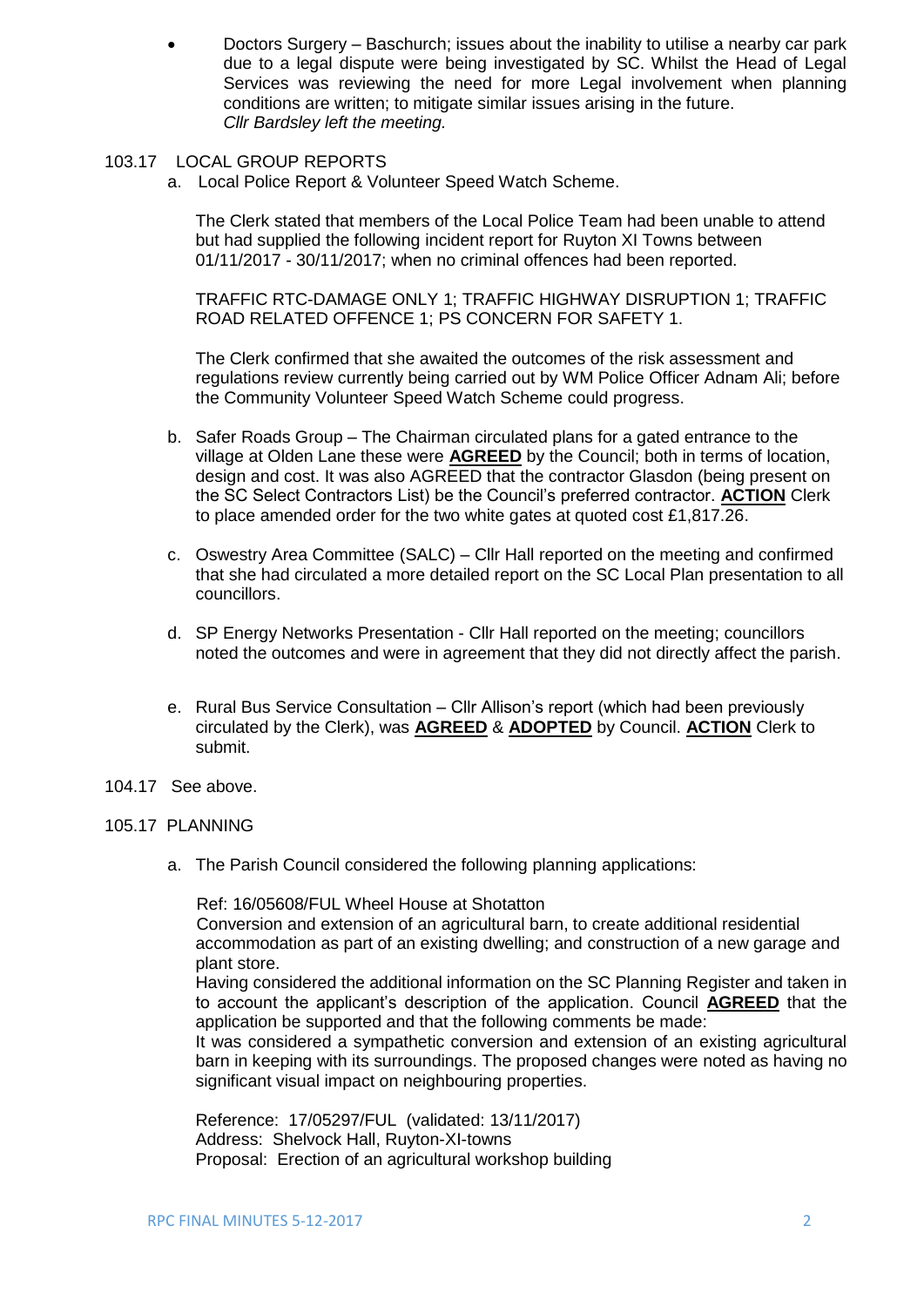- Doctors Surgery – Baschurch; issues about the inability to utilise a nearby car park due to a legal dispute were being investigated by SC. Whilst the Head of Legal Services was reviewing the need for more Legal involvement when planning conditions are written; to mitigate similar issues arising in the future.
  *Cllr Bardsley left the meeting.*

103.17 LOCAL GROUP REPORTS

a. Local Police Report & Volunteer Speed Watch Scheme.

The Clerk stated that members of the Local Police Team had been unable to attend but had supplied the following incident report for Ruyton XI Towns between 01/11/2017 - 30/11/2017; when no criminal offences had been reported.

TRAFFIC RTC-DAMAGE ONLY 1; TRAFFIC HIGHWAY DISRUPTION 1; TRAFFIC ROAD RELATED OFFENCE 1; PS CONCERN FOR SAFETY 1.

The Clerk confirmed that she awaited the outcomes of the risk assessment and regulations review currently being carried out by WM Police Officer Adnam Ali; before the Community Volunteer Speed Watch Scheme could progress.

b. Safer Roads Group – The Chairman circulated plans for a gated entrance to the village at Olden Lane these were **AGREED** by the Council; both in terms of location, design and cost. It was also AGREED that the contractor Glasdon (being present on the SC Select Contractors List) be the Council's preferred contractor. **ACTION** Clerk to place amended order for the two white gates at quoted cost £1,817.26.

c. Oswestry Area Committee (SALC) – Cllr Hall reported on the meeting and confirmed that she had circulated a more detailed report on the SC Local Plan presentation to all councillors.

d. SP Energy Networks Presentation - Cllr Hall reported on the meeting; councillors noted the outcomes and were in agreement that they did not directly affect the parish.

e. Rural Bus Service Consultation – Cllr Allison's report (which had been previously circulated by the Clerk), was **AGREED** & **ADOPTED** by Council. **ACTION** Clerk to submit.

104.17 See above.

105.17 PLANNING

a. The Parish Council considered the following planning applications:

Ref: 16/05608/FUL Wheel House at Shotatton
Conversion and extension of an agricultural barn, to create additional residential accommodation as part of an existing dwelling; and construction of a new garage and plant store.
Having considered the additional information on the SC Planning Register and taken in to account the applicant's description of the application. Council **AGREED** that the application be supported and that the following comments be made:
It was considered a sympathetic conversion and extension of an existing agricultural barn in keeping with its surroundings. The proposed changes were noted as having no significant visual impact on neighbouring properties.

Reference: 17/05297/FUL (validated: 13/11/2017)
Address: Shelvock Hall, Ruyton-XI-towns
Proposal: Erection of an agricultural workshop building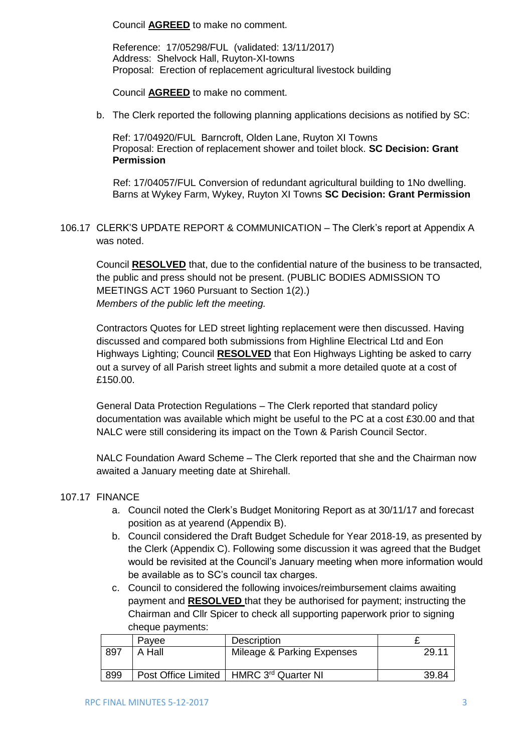Council **AGREED** to make no comment.

Reference: 17/05298/FUL (validated: 13/11/2017)
Address: Shelvock Hall, Ruyton-XI-towns
Proposal: Erection of replacement agricultural livestock building

Council **AGREED** to make no comment.

b. The Clerk reported the following planning applications decisions as notified by SC:

Ref: 17/04920/FUL Barncroft, Olden Lane, Ruyton XI Towns
Proposal: Erection of replacement shower and toilet block. **SC Decision: Grant Permission**

Ref: 17/04057/FUL Conversion of redundant agricultural building to 1No dwelling. Barns at Wykey Farm, Wykey, Ruyton XI Towns **SC Decision: Grant Permission**

106.17 CLERK'S UPDATE REPORT & COMMUNICATION – The Clerk's report at Appendix A was noted.

Council **RESOLVED** that, due to the confidential nature of the business to be transacted, the public and press should not be present. (PUBLIC BODIES ADMISSION TO MEETINGS ACT 1960 Pursuant to Section 1(2).)
*Members of the public left the meeting.*

Contractors Quotes for LED street lighting replacement were then discussed. Having discussed and compared both submissions from Highline Electrical Ltd and Eon Highways Lighting; Council **RESOLVED** that Eon Highways Lighting be asked to carry out a survey of all Parish street lights and submit a more detailed quote at a cost of £150.00.

General Data Protection Regulations – The Clerk reported that standard policy documentation was available which might be useful to the PC at a cost £30.00 and that NALC were still considering its impact on the Town & Parish Council Sector.

NALC Foundation Award Scheme – The Clerk reported that she and the Chairman now awaited a January meeting date at Shirehall.

107.17 FINANCE

a. Council noted the Clerk's Budget Monitoring Report as at 30/11/17 and forecast position as at yearend (Appendix B).
b. Council considered the Draft Budget Schedule for Year 2018-19, as presented by the Clerk (Appendix C). Following some discussion it was agreed that the Budget would be revisited at the Council's January meeting when more information would be available as to SC's council tax charges.
c. Council to considered the following invoices/reimbursement claims awaiting payment and **RESOLVED** that they be authorised for payment; instructing the Chairman and Cllr Spicer to check all supporting paperwork prior to signing cheque payments:

| | Payee | Description | £ |
|---|---|---|---|
| 897 | A Hall | Mileage & Parking Expenses | 29.11 |
| 899 | Post Office Limited | HMRC 3rd Quarter NI | 39.84 |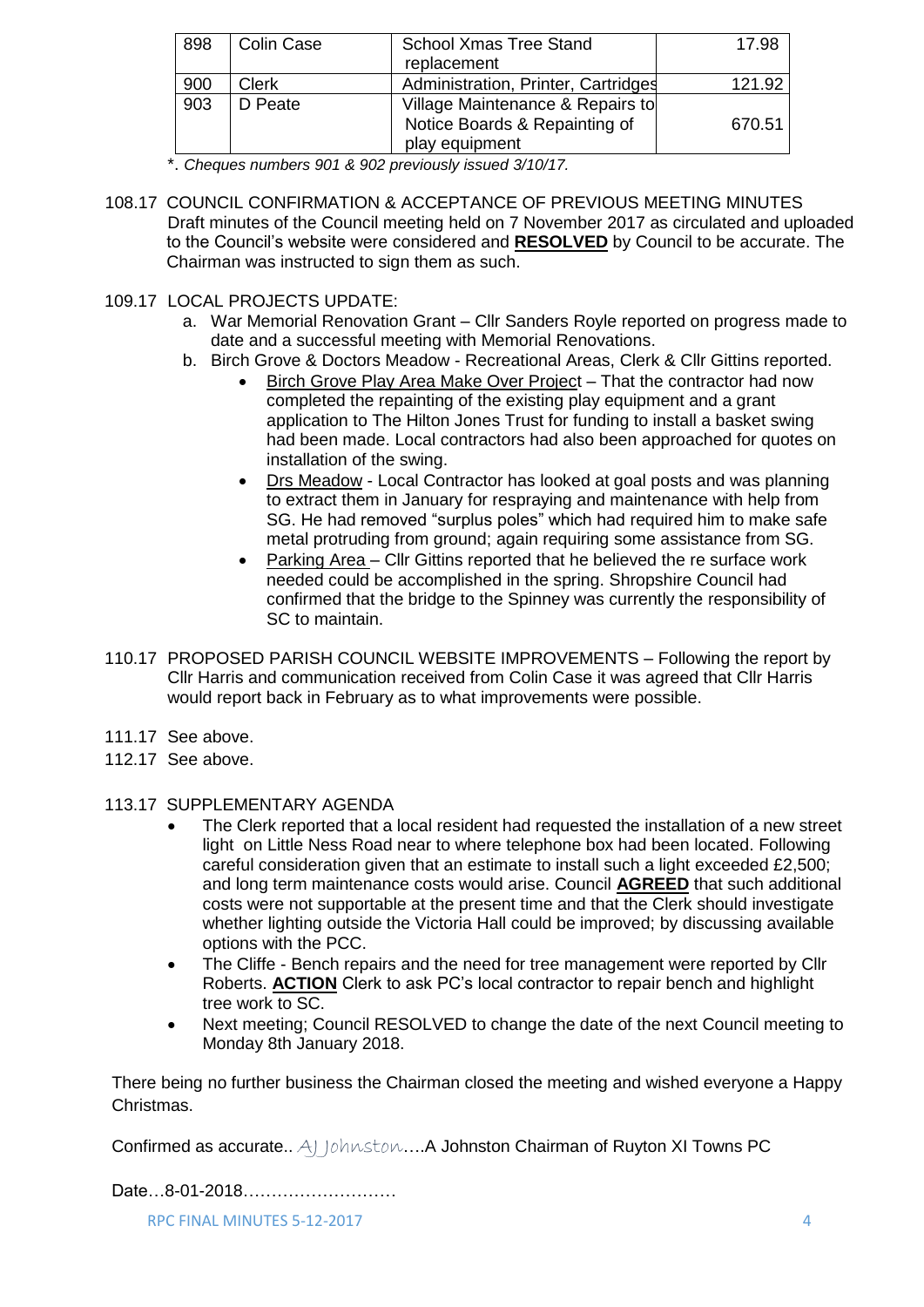| | | | |
|---|---|---|---|
| 898 | Colin Case | School Xmas Tree Stand replacement | 17.98 |
| 900 | Clerk | Administration, Printer, Cartridges | 121.92 |
| 903 | D Peate | Village Maintenance & Repairs to Notice Boards & Repainting of play equipment | 670.51 |

*. *Cheques numbers 901 & 902 previously issued 3/10/17.*

108.17 COUNCIL CONFIRMATION & ACCEPTANCE OF PREVIOUS MEETING MINUTES
Draft minutes of the Council meeting held on 7 November 2017 as circulated and uploaded to the Council's website were considered and **RESOLVED** by Council to be accurate. The Chairman was instructed to sign them as such.

109.17 LOCAL PROJECTS UPDATE:

a. War Memorial Renovation Grant – Cllr Sanders Royle reported on progress made to date and a successful meeting with Memorial Renovations.

b. Birch Grove & Doctors Meadow - Recreational Areas, Clerk & Cllr Gittins reported.
- Birch Grove Play Area Make Over Project – That the contractor had now completed the repainting of the existing play equipment and a grant application to The Hilton Jones Trust for funding to install a basket swing had been made. Local contractors had also been approached for quotes on installation of the swing.
- Drs Meadow - Local Contractor has looked at goal posts and was planning to extract them in January for respraying and maintenance with help from SG. He had removed "surplus poles" which had required him to make safe metal protruding from ground; again requiring some assistance from SG.
- Parking Area – Cllr Gittins reported that he believed the re surface work needed could be accomplished in the spring. Shropshire Council had confirmed that the bridge to the Spinney was currently the responsibility of SC to maintain.

110.17 PROPOSED PARISH COUNCIL WEBSITE IMPROVEMENTS – Following the report by Cllr Harris and communication received from Colin Case it was agreed that Cllr Harris would report back in February as to what improvements were possible.

111.17 See above.

112.17 See above.

113.17 SUPPLEMENTARY AGENDA
- The Clerk reported that a local resident had requested the installation of a new street light on Little Ness Road near to where telephone box had been located. Following careful consideration given that an estimate to install such a light exceeded £2,500; and long term maintenance costs would arise. Council **AGREED** that such additional costs were not supportable at the present time and that the Clerk should investigate whether lighting outside the Victoria Hall could be improved; by discussing available options with the PCC.
- The Cliffe - Bench repairs and the need for tree management were reported by Cllr Roberts. **ACTION** Clerk to ask PC's local contractor to repair bench and highlight tree work to SC.
- Next meeting; Council RESOLVED to change the date of the next Council meeting to Monday 8th January 2018.

There being no further business the Chairman closed the meeting and wished everyone a Happy Christmas.

Confirmed as accurate.. AJ Johnston….A Johnston Chairman of Ruyton XI Towns PC

Date…8-01-2018………………………